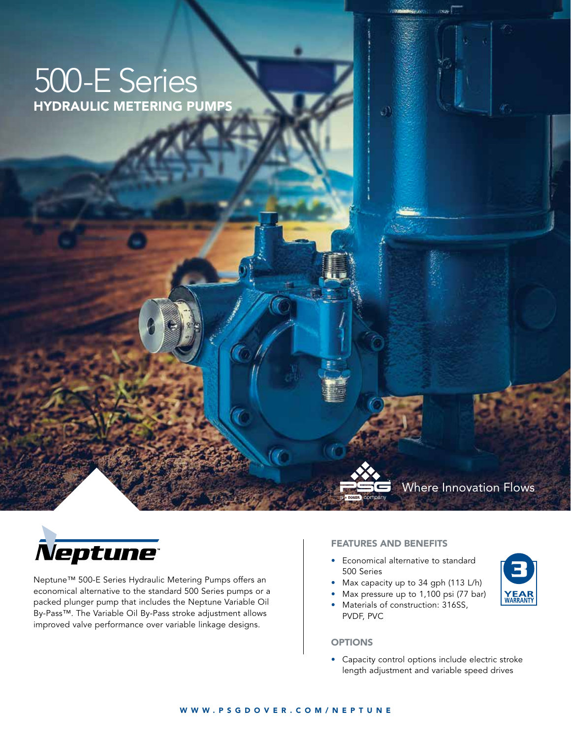# 500-E Series

## HYDRAULIC METERING PUMPS

Where Innovation Flows

**Neptune**

Neptune™ 500-E Series Hydraulic Metering Pumps offers an economical alternative to the standard 500 Series pumps or a packed plunger pump that includes the Neptune Variable Oil By-Pass™. The Variable Oil By-Pass stroke adjustment allows improved valve performance over variable linkage designs.

### FEATURES AND BENEFITS

- Economical alternative to standard 500 Series
- Max capacity up to 34 gph (113 L/h)
- Max pressure up to 1,100 psi (77 bar)
- Materials of construction: 316SS, PVDF, PVC

3 YEAR WARRANTY

### OPTIONS

- Capacity control options include electric stroke length adjustment and variable speed drives

WWW.PSGDOVER.COM/NEPTUNE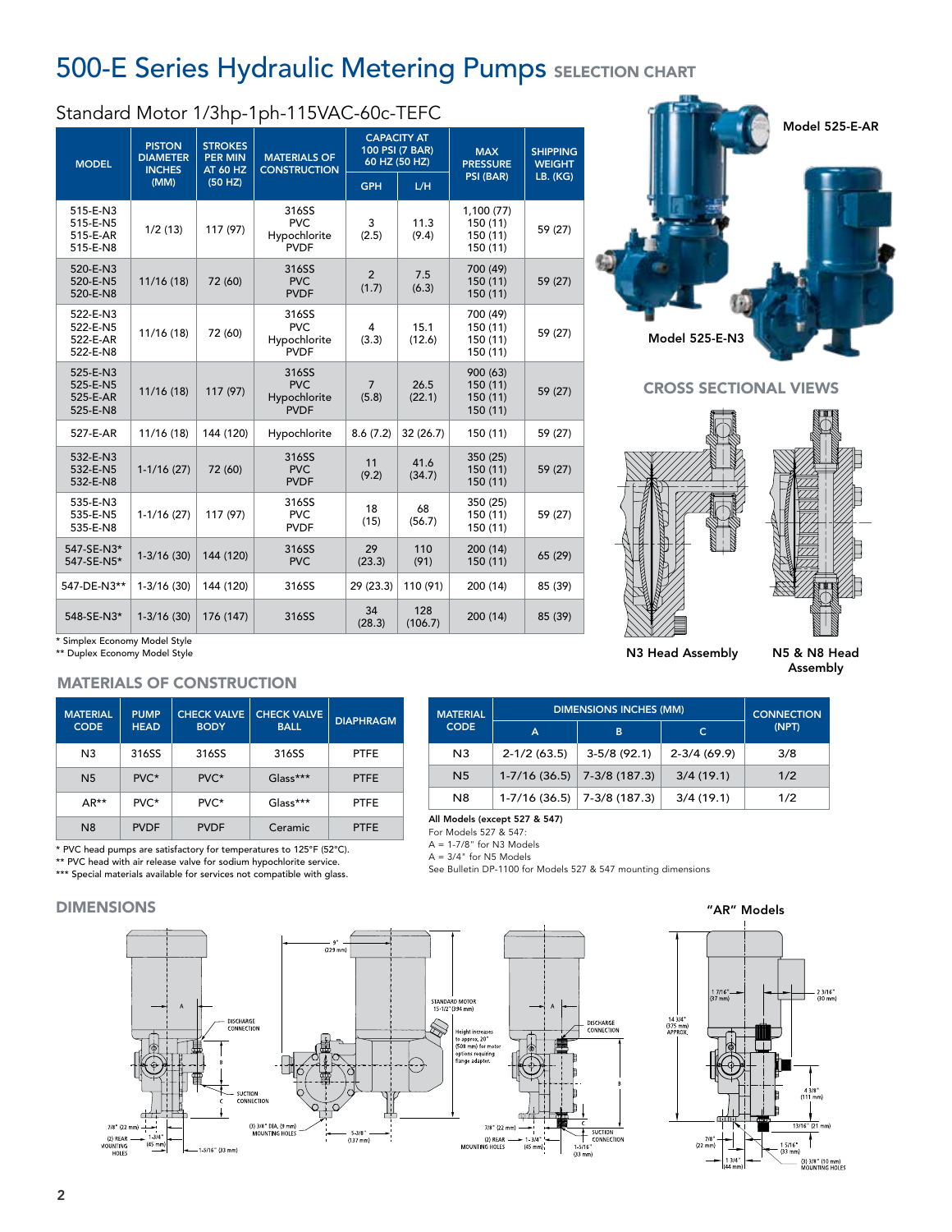# 500-E Series Hydraulic Metering Pumps SELECTION CHART

## Standard Motor 1/3hp-1ph-115VAC-60c-TEFC

| MODEL | PISTON DIAMETER INCHES (MM) | STROKES PER MIN AT 60 HZ (50 HZ) | MATERIALS OF CONSTRUCTION | CAPACITY AT 100 PSI (7 BAR) 60 HZ (50 HZ) | | MAX PRESSURE PSI (BAR) | SHIPPING WEIGHT LB. (KG) |
|---|---|---|---|---|---|---|---|
| | | | | GPH | L/H | | |
| 515-E-N3<br>515-E-N5<br>515-E-AR<br>515-E-N8 | 1/2 (13) | 117 (97) | 316SS<br>PVC<br>Hypochlorite<br>PVDF | 3<br>(2.5) | 11.3<br>(9.4) | 1,100 (77)<br>150 (11)<br>150 (11)<br>150 (11) | 59 (27) |
| 520-E-N3<br>520-E-N5<br>520-E-N8 | 11/16 (18) | 72 (60) | 316SS<br>PVC<br>PVDF | 2<br>(1.7) | 7.5<br>(6.3) | 700 (49)<br>150 (11)<br>150 (11) | 59 (27) |
| 522-E-N3<br>522-E-N5<br>522-E-AR<br>522-E-N8 | 11/16 (18) | 72 (60) | 316SS<br>PVC<br>Hypochlorite<br>PVDF | 4<br>(3.3) | 15.1<br>(12.6) | 700 (49)<br>150 (11)<br>150 (11)<br>150 (11) | 59 (27) |
| 525-E-N3<br>525-E-N5<br>525-E-AR<br>525-E-N8 | 11/16 (18) | 117 (97) | 316SS<br>PVC<br>Hypochlorite<br>PVDF | 7<br>(5.8) | 26.5<br>(22.1) | 900 (63)<br>150 (11)<br>150 (11)<br>150 (11) | 59 (27) |
| 527-E-AR | 11/16 (18) | 144 (120) | Hypochlorite | 8.6 (7.2) | 32 (26.7) | 150 (11) | 59 (27) |
| 532-E-N3<br>532-E-N5<br>532-E-N8 | 1-1/16 (27) | 72 (60) | 316SS<br>PVC<br>PVDF | 11<br>(9.2) | 41.6<br>(34.7) | 350 (25)<br>150 (11)<br>150 (11) | 59 (27) |
| 535-E-N3<br>535-E-N5<br>535-E-N8 | 1-1/16 (27) | 117 (97) | 316SS<br>PVC<br>PVDF | 18<br>(15) | 68<br>(56.7) | 350 (25)<br>150 (11)<br>150 (11) | 59 (27) |
| 547-SE-N3*<br>547-SE-N5* | 1-3/16 (30) | 144 (120) | 316SS<br>PVC | 29<br>(23.3) | 110<br>(91) | 200 (14)<br>150 (11) | 65 (29) |
| 547-DE-N3** | 1-3/16 (30) | 144 (120) | 316SS | 29 (23.3) | 110 (91) | 200 (14) | 85 (39) |
| 548-SE-N3* | 1-3/16 (30) | 176 (147) | 316SS | 34<br>(28.3) | 128<br>(106.7) | 200 (14) | 85 (39) |

\* Simplex Economy Model Style
\*\* Duplex Economy Model Style

Model 525-E-AR

Model 525-E-N3

## CROSS SECTIONAL VIEWS

N3 Head Assembly

N5 & N8 Head Assembly

## MATERIALS OF CONSTRUCTION

| MATERIAL CODE | PUMP HEAD | CHECK VALVE BODY | CHECK VALVE BALL | DIAPHRAGM |
|---|---|---|---|---|
| N3 | 316SS | 316SS | 316SS | PTFE |
| N5 | PVC* | PVC* | Glass*** | PTFE |
| AR** | PVC* | PVC* | Glass*** | PTFE |
| N8 | PVDF | PVDF | Ceramic | PTFE |

\* PVC head pumps are satisfactory for temperatures to 125°F (52°C).
\*\* PVC head with air release valve for sodium hypochlorite service.
\*\*\* Special materials available for services not compatible with glass.

| MATERIAL CODE | DIMENSIONS INCHES (MM) | | | CONNECTION (NPT) |
|---|---|---|---|---|
| | A | B | C | |
| N3 | 2-1/2 (63.5) | 3-5/8 (92.1) | 2-3/4 (69.9) | 3/8 |
| N5 | 1-7/16 (36.5) | 7-3/8 (187.3) | 3/4 (19.1) | 1/2 |
| N8 | 1-7/16 (36.5) | 7-3/8 (187.3) | 3/4 (19.1) | 1/2 |

**All Models (except 527 & 547)**
For Models 527 & 547:
A = 1-7/8" for N3 Models
A = 3/4" for N5 Models
See Bulletin DP-1100 for Models 527 & 547 mounting dimensions

## DIMENSIONS

"AR" Models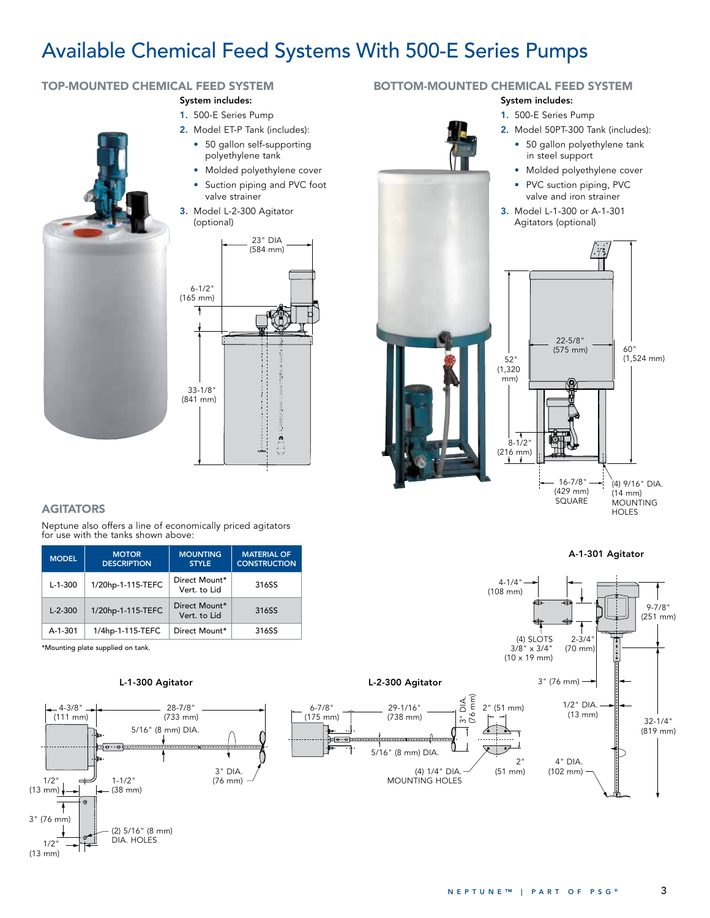# Available Chemical Feed Systems With 500-E Series Pumps

## TOP-MOUNTED CHEMICAL FEED SYSTEM

**System includes:**

1. 500-E Series Pump
2. Model ET-P Tank (includes):
   - 50 gallon self-supporting polyethylene tank
   - Molded polyethylene cover
   - Suction piping and PVC foot valve strainer
3. Model L-2-300 Agitator (optional)

23" DIA (584 mm)

6-1/2" (165 mm)

33-1/8" (841 mm)

## BOTTOM-MOUNTED CHEMICAL FEED SYSTEM

**System includes:**

1. 500-E Series Pump
2. Model 50PT-300 Tank (includes):
   - 50 gallon polyethylene tank in steel support
   - Molded polyethylene cover
   - PVC suction piping, PVC valve and iron strainer
3. Model L-1-300 or A-1-301 Agitators (optional)

22-5/8" (575 mm)

52" (1,320 mm)

60" (1,524 mm)

8-1/2" (216 mm)

16-7/8" (429 mm) SQUARE

(4) 9/16" DIA. (14 mm) MOUNTING HOLES

## AGITATORS

Neptune also offers a line of economically priced agitators for use with the tanks shown above:

| MODEL | MOTOR DESCRIPTION | MOUNTING STYLE | MATERIAL OF CONSTRUCTION |
|---|---|---|---|
| L-1-300 | 1/20hp-1-115-TEFC | Direct Mount* Vert. to Lid | 316SS |
| L-2-300 | 1/20hp-1-115-TEFC | Direct Mount* Vert. to Lid | 316SS |
| A-1-301 | 1/4hp-1-115-TEFC | Direct Mount* | 316SS |

*Mounting plate supplied on tank.

### A-1-301 Agitator

4-1/4" (108 mm)

9-7/8" (251 mm)

(4) SLOTS 3/8" x 3/4" (10 x 19 mm)

2-3/4" (70 mm)

3" (76 mm)

1/2" DIA. (13 mm)

32-1/4" (819 mm)

4" DIA. (102 mm)

### L-1-300 Agitator

4-3/8" (111 mm)

28-7/8" (733 mm)

5/16" (8 mm) DIA.

3" DIA. (76 mm)

1/2" (13 mm)

1-1/2" (38 mm)

3" (76 mm)

(2) 5/16" (8 mm) DIA. HOLES

1/2" (13 mm)

### L-2-300 Agitator

6-7/8" (175 mm)

29-1/16" (738 mm)

3" DIA. (76 mm)

2" (51 mm)

5/16" (8 mm) DIA.

(4) 1/4" DIA. MOUNTING HOLES

2" (51 mm)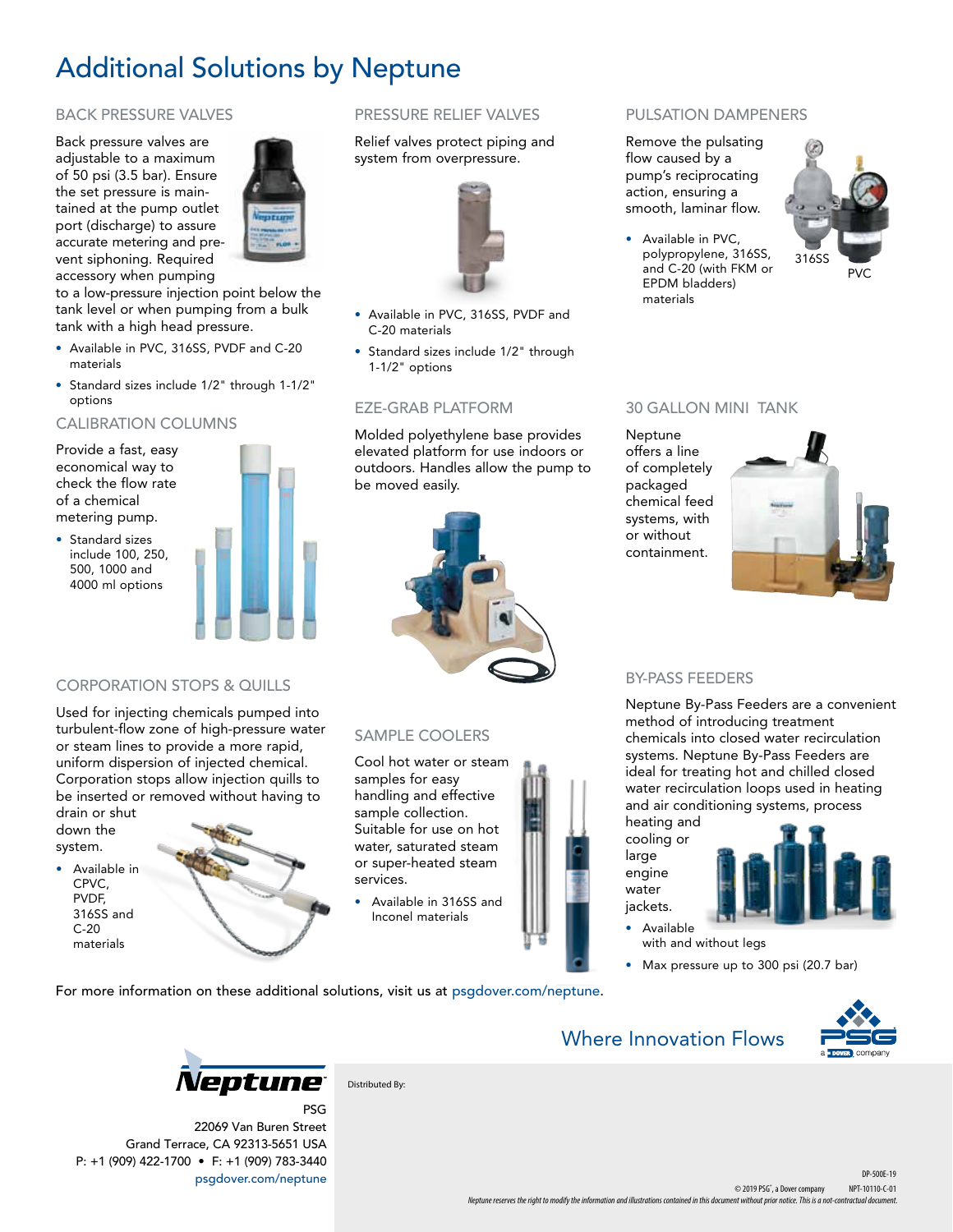# Additional Solutions by Neptune

## BACK PRESSURE VALVES

Back pressure valves are adjustable to a maximum of 50 psi (3.5 bar). Ensure the set pressure is maintained at the pump outlet port (discharge) to assure accurate metering and prevent siphoning. Required accessory when pumping to a low-pressure injection point below the tank level or when pumping from a bulk tank with a high head pressure.

- Available in PVC, 316SS, PVDF and C-20 materials
- Standard sizes include 1/2" through 1-1/2" options

## CALIBRATION COLUMNS

Provide a fast, easy economical way to check the flow rate of a chemical metering pump.

- Standard sizes include 100, 250, 500, 1000 and 4000 ml options

## CORPORATION STOPS & QUILLS

Used for injecting chemicals pumped into turbulent-flow zone of high-pressure water or steam lines to provide a more rapid, uniform dispersion of injected chemical. Corporation stops allow injection quills to be inserted or removed without having to drain or shut down the system.

- Available in CPVC, PVDF, 316SS and C-20 materials

## PRESSURE RELIEF VALVES

Relief valves protect piping and system from overpressure.

- Available in PVC, 316SS, PVDF and C-20 materials
- Standard sizes include 1/2" through 1-1/2" options

## EZE-GRAB PLATFORM

Molded polyethylene base provides elevated platform for use indoors or outdoors. Handles allow the pump to be moved easily.

## SAMPLE COOLERS

Cool hot water or steam samples for easy handling and effective sample collection. Suitable for use on hot water, saturated steam or super-heated steam services.

- Available in 316SS and Inconel materials

## PULSATION DAMPENERS

Remove the pulsating flow caused by a pump's reciprocating action, ensuring a smooth, laminar flow.

- Available in PVC, polypropylene, 316SS, and C-20 (with FKM or EPDM bladders) materials

316SS PVC

## 30 GALLON MINI TANK

Neptune offers a line of completely packaged chemical feed systems, with or without containment.

## BY-PASS FEEDERS

Neptune By-Pass Feeders are a convenient method of introducing treatment chemicals into closed water recirculation systems. Neptune By-Pass Feeders are ideal for treating hot and chilled closed water recirculation loops used in heating and air conditioning systems, process heating and cooling or large engine water jackets.

- Available with and without legs
- Max pressure up to 300 psi (20.7 bar)

For more information on these additional solutions, visit us at psgdover.com/neptune.

Where Innovation Flows

Neptune

PSG
22069 Van Buren Street
Grand Terrace, CA 92313-5651 USA
P: +1 (909) 422-1700 • F: +1 (909) 783-3440
psgdover.com/neptune

Distributed By:

DP-500E-19
© 2019 PSG®, a Dover company NPT-10110-C-01

*Neptune reserves the right to modify the information and illustrations contained in this document without prior notice. This is a non-contractual document.*